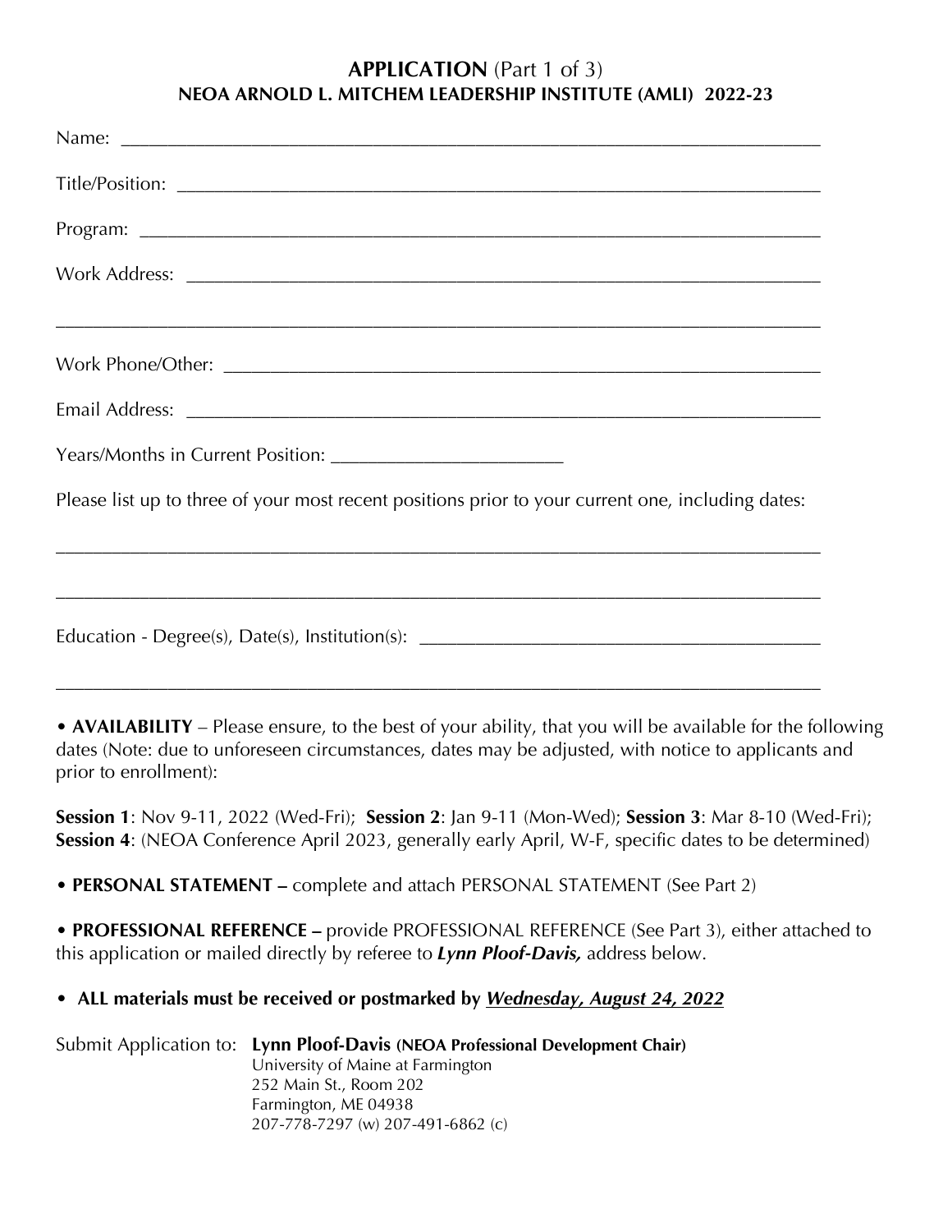# APPLICATION (Part 1 of 3)
## NEOA ARNOLD L. MITCHEM LEADERSHIP INSTITUTE (AMLI) 2022-23

Name: ___________________________________________________________________________

Title/Position: ______________________________________________________________________

Program: ___________________________________________________________________________

Work Address: _______________________________________________________________________

_________________________________________________________________________________

Work Phone/Other: ____________________________________________________________________

Email Address: _______________________________________________________________________

Years/Months in Current Position: ________________________

Please list up to three of your most recent positions prior to your current one, including dates:

_________________________________________________________________________________

_________________________________________________________________________________

Education - Degree(s), Date(s), Institution(s): ___________________________________________

_________________________________________________________________________________

- **AVAILABILITY** – Please ensure, to the best of your ability, that you will be available for the following dates (Note: due to unforeseen circumstances, dates may be adjusted, with notice to applicants and prior to enrollment):

**Session 1**: Nov 9-11, 2022 (Wed-Fri); **Session 2**: Jan 9-11 (Mon-Wed); **Session 3**: Mar 8-10 (Wed-Fri); **Session 4**: (NEOA Conference April 2023, generally early April, W-F, specific dates to be determined)

- **PERSONAL STATEMENT –** complete and attach PERSONAL STATEMENT (See Part 2)

- **PROFESSIONAL REFERENCE –** provide PROFESSIONAL REFERENCE (See Part 3), either attached to this application or mailed directly by referee to ***Lynn Ploof-Davis,*** address below.

- **ALL materials must be received or postmarked by *Wednesday, August 24, 2022***

Submit Application to: **Lynn Ploof-Davis (NEOA Professional Development Chair)**
University of Maine at Farmington
252 Main St., Room 202
Farmington, ME 04938
207-778-7297 (w) 207-491-6862 (c)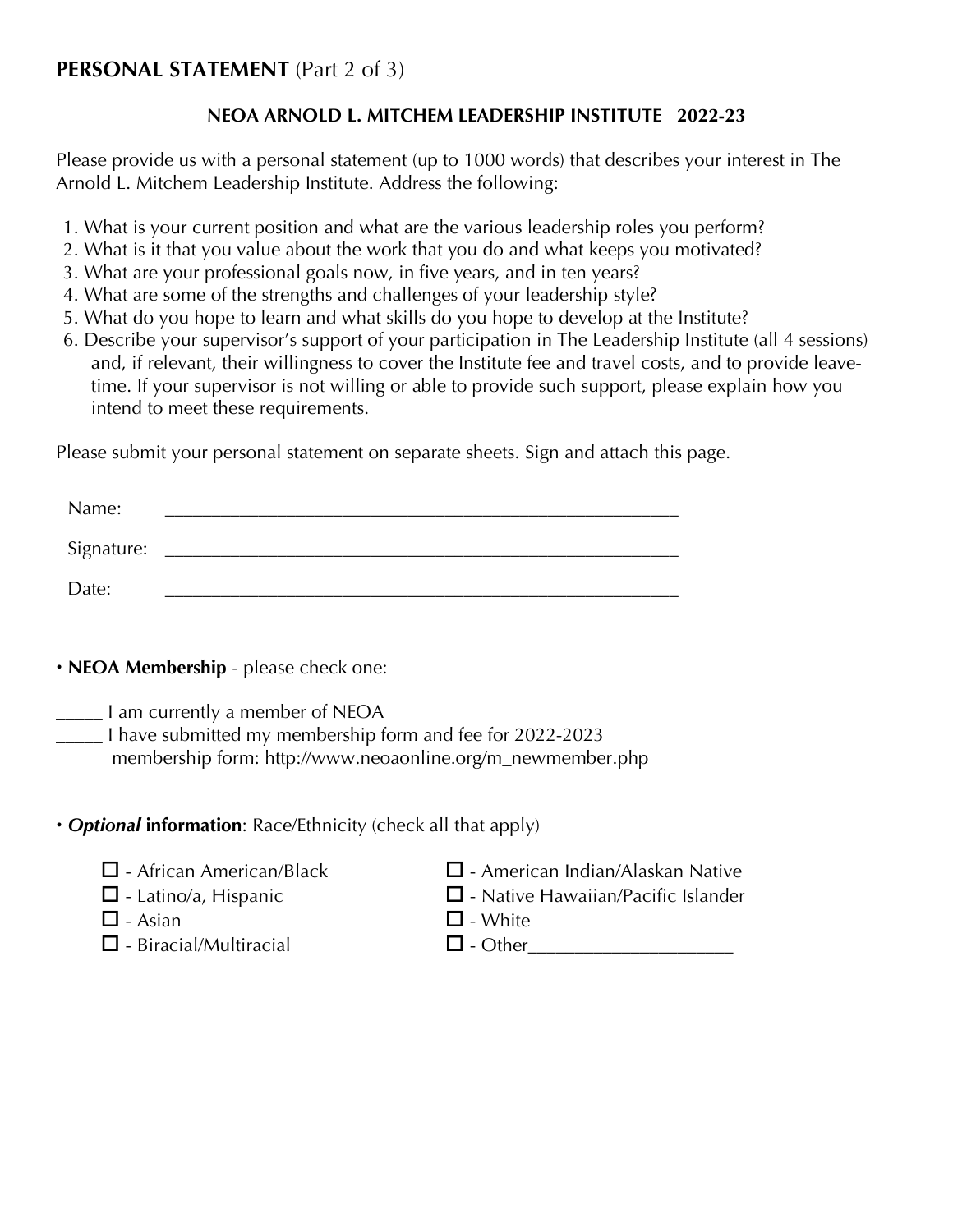## **PERSONAL STATEMENT** (Part 2 of 3)

### NEOA ARNOLD L. MITCHEM LEADERSHIP INSTITUTE 2022-23

Please provide us with a personal statement (up to 1000 words) that describes your interest in The Arnold L. Mitchem Leadership Institute. Address the following:

1. What is your current position and what are the various leadership roles you perform?
2. What is it that you value about the work that you do and what keeps you motivated?
3. What are your professional goals now, in five years, and in ten years?
4. What are some of the strengths and challenges of your leadership style?
5. What do you hope to learn and what skills do you hope to develop at the Institute?
6. Describe your supervisor's support of your participation in The Leadership Institute (all 4 sessions) and, if relevant, their willingness to cover the Institute fee and travel costs, and to provide leave-time. If your supervisor is not willing or able to provide such support, please explain how you intend to meet these requirements.

Please submit your personal statement on separate sheets. Sign and attach this page.

Name: ____________________________________________________

Signature: ____________________________________________________

Date: ____________________________________________________

• **NEOA Membership** - please check one:

_____ I am currently a member of NEOA
_____ I have submitted my membership form and fee for 2022-2023
membership form: http://www.neoaonline.org/m_newmember.php

• ***Optional* information**: Race/Ethnicity (check all that apply)

- ☐ - African American/Black
- ☐ - Latino/a, Hispanic
- ☐ - Asian
- ☐ - Biracial/Multiracial
- ☐ - American Indian/Alaskan Native
- ☐ - Native Hawaiian/Pacific Islander
- ☐ - White
- ☐ - Other____________________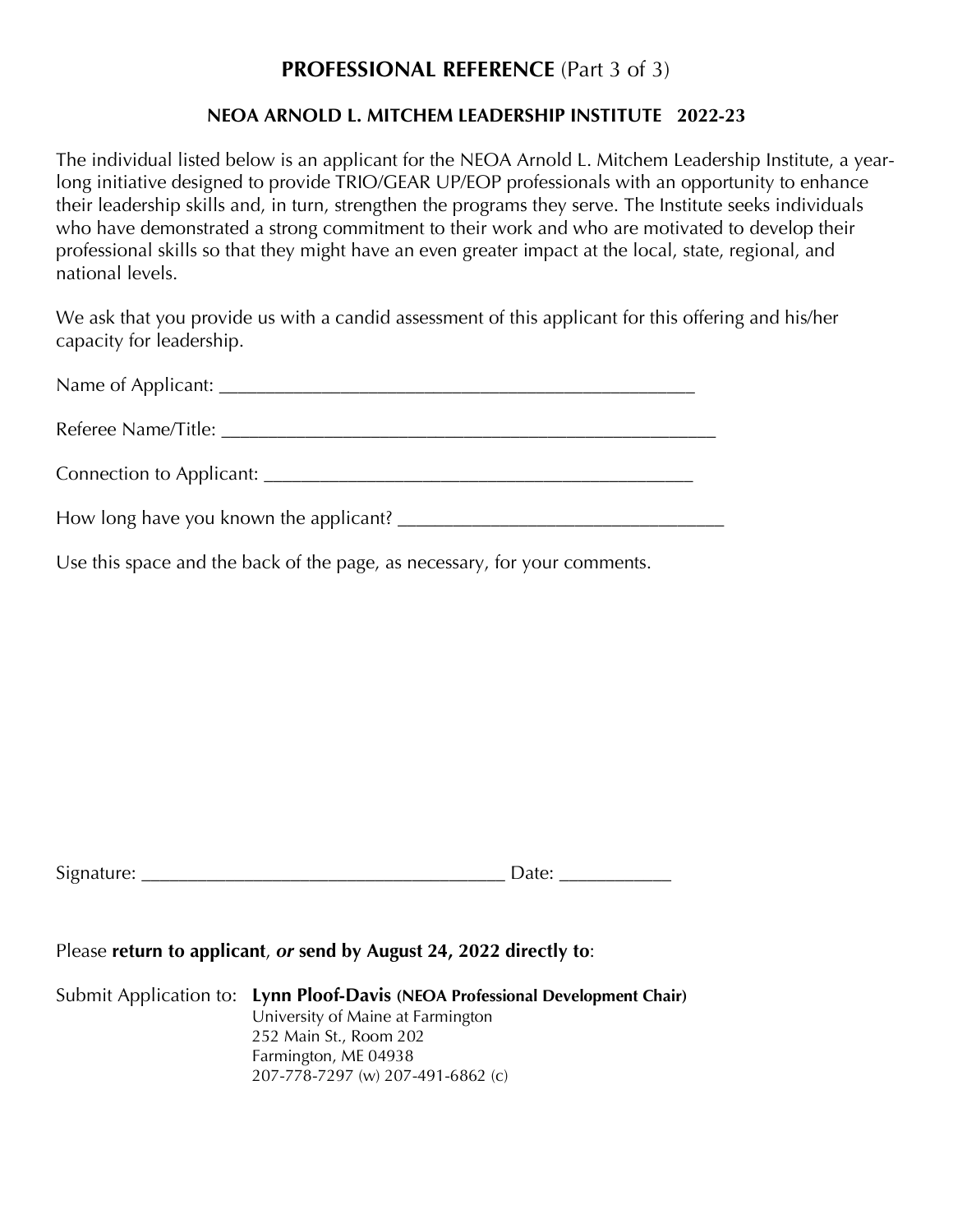# **PROFESSIONAL REFERENCE** (Part 3 of 3)

## NEOA ARNOLD L. MITCHEM LEADERSHIP INSTITUTE 2022-23

The individual listed below is an applicant for the NEOA Arnold L. Mitchem Leadership Institute, a year-long initiative designed to provide TRIO/GEAR UP/EOP professionals with an opportunity to enhance their leadership skills and, in turn, strengthen the programs they serve. The Institute seeks individuals who have demonstrated a strong commitment to their work and who are motivated to develop their professional skills so that they might have an even greater impact at the local, state, regional, and national levels.

We ask that you provide us with a candid assessment of this applicant for this offering and his/her capacity for leadership.

Name of Applicant: ___________________________________________________

Referee Name/Title: _____________________________________________________

Connection to Applicant: _______________________________________________

How long have you known the applicant? ________________________________

Use this space and the back of the page, as necessary, for your comments.

Signature: _________________________________________ Date: ___________

Please **return to applicant**, ***or* send by August 24, 2022 directly to**:

Submit Application to: **Lynn Ploof-Davis (NEOA Professional Development Chair)**
University of Maine at Farmington
252 Main St., Room 202
Farmington, ME 04938
207-778-7297 (w) 207-491-6862 (c)